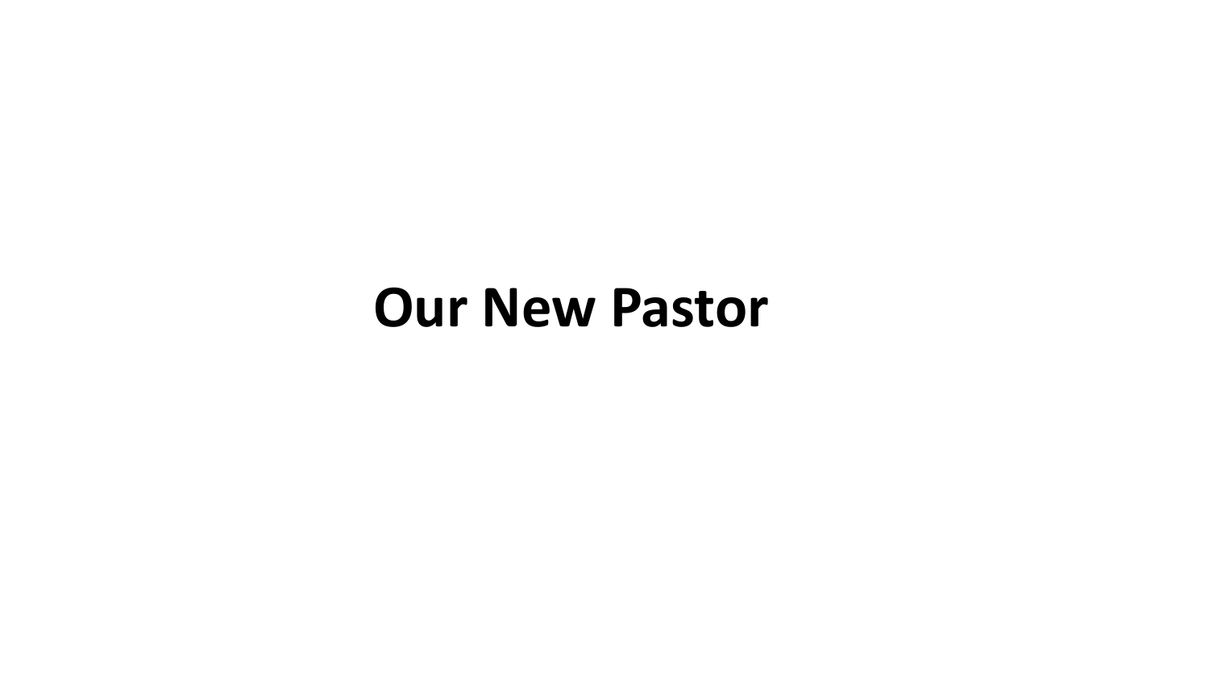# Our New Pastor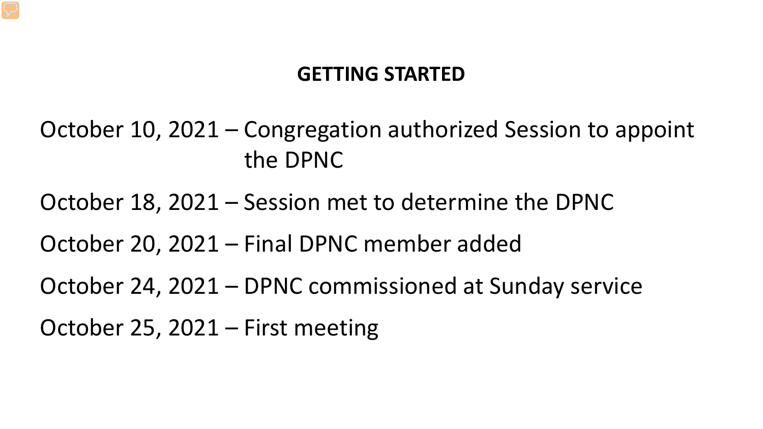## GETTING STARTED

October 10, 2021 – Congregation authorized Session to appoint the DPNC

October 18, 2021 – Session met to determine the DPNC

October 20, 2021 – Final DPNC member added

October 24, 2021 – DPNC commissioned at Sunday service

October 25, 2021 – First meeting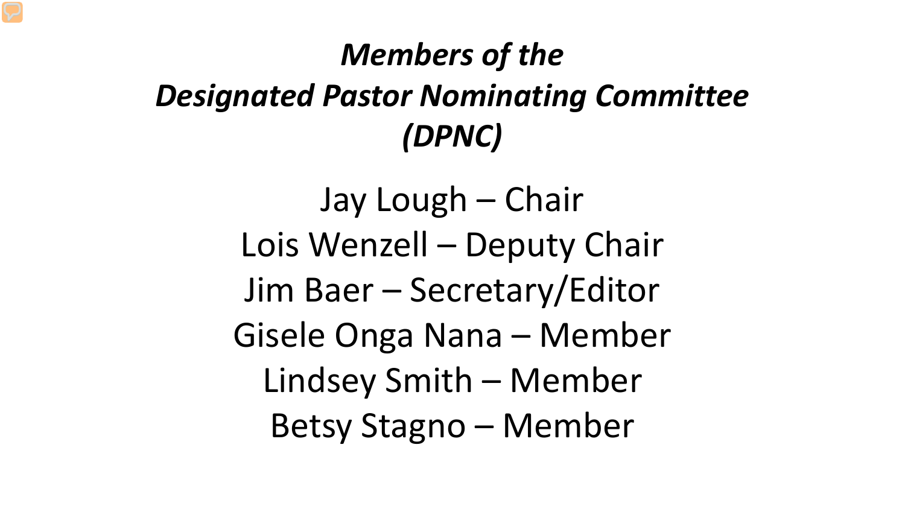# *Members of the Designated Pastor Nominating Committee (DPNC)*

Jay Lough – Chair
Lois Wenzell – Deputy Chair
Jim Baer – Secretary/Editor
Gisele Onga Nana – Member
Lindsey Smith – Member
Betsy Stagno – Member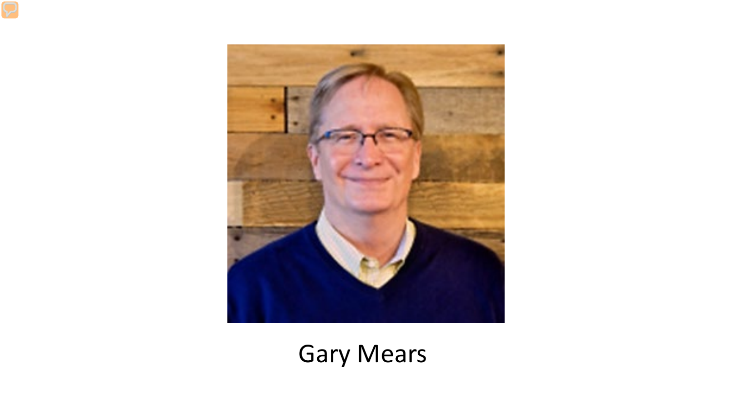Gary Mears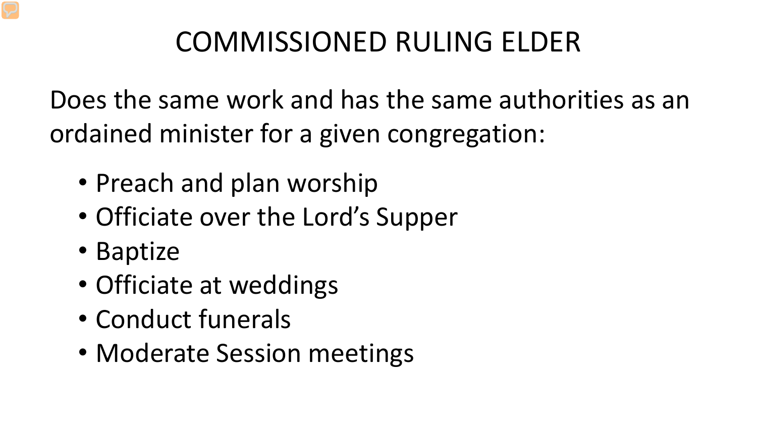# COMMISSIONED RULING ELDER

Does the same work and has the same authorities as an ordained minister for a given congregation:

- Preach and plan worship
- Officiate over the Lord's Supper
- Baptize
- Officiate at weddings
- Conduct funerals
- Moderate Session meetings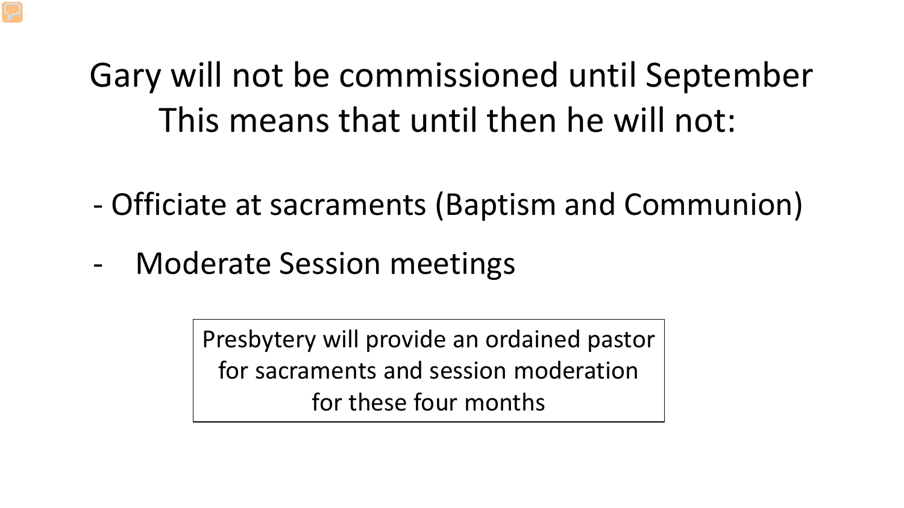# Gary will not be commissioned until September
# This means that until then he will not:

- Officiate at sacraments (Baptism and Communion)
- Moderate Session meetings

Presbytery will provide an ordained pastor for sacraments and session moderation for these four months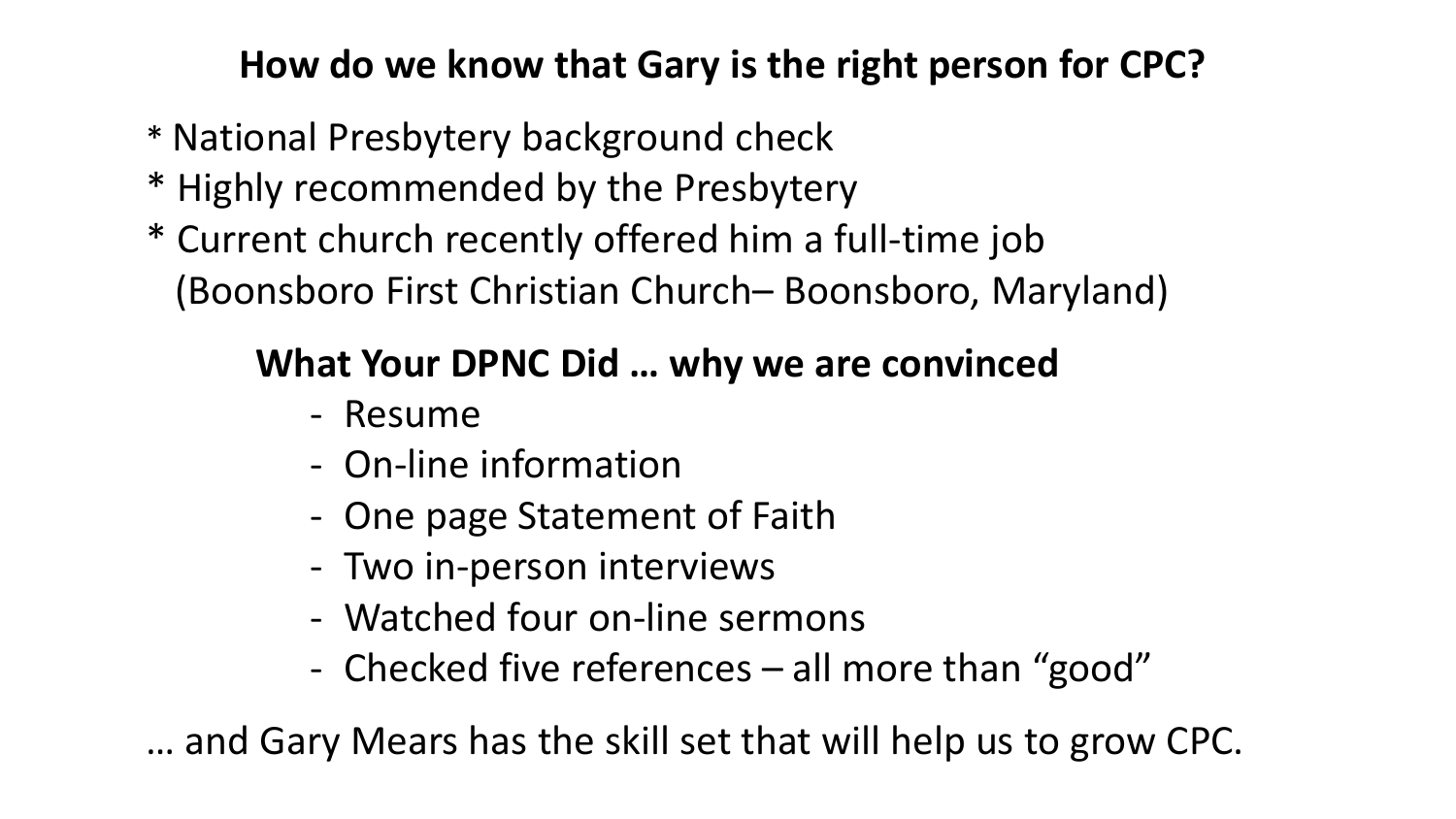## How do we know that Gary is the right person for CPC?

* National Presbytery background check
* Highly recommended by the Presbytery
* Current church recently offered him a full-time job (Boonsboro First Christian Church– Boonsboro, Maryland)

### What Your DPNC Did … why we are convinced

- Resume
- On-line information
- One page Statement of Faith
- Two in-person interviews
- Watched four on-line sermons
- Checked five references – all more than "good"

… and Gary Mears has the skill set that will help us to grow CPC.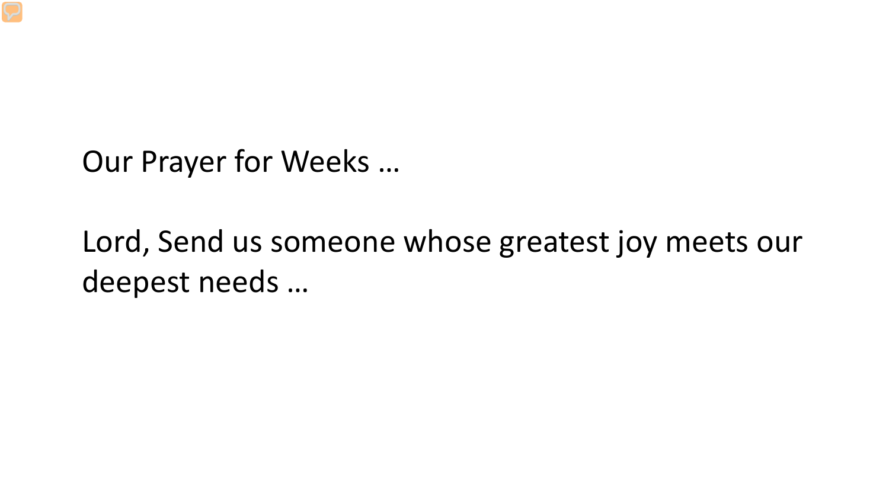Our Prayer for Weeks …

Lord, Send us someone whose greatest joy meets our deepest needs …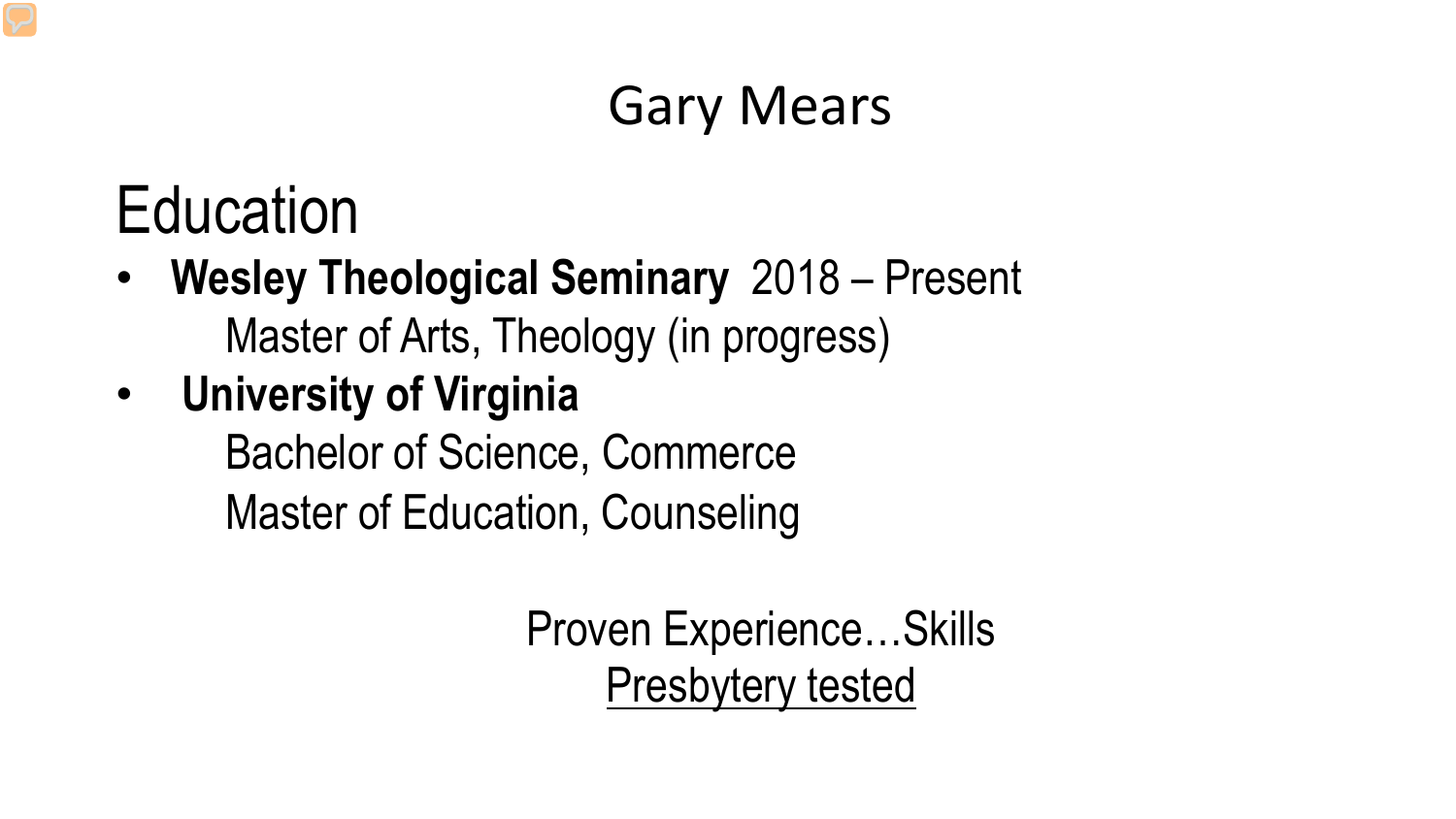# Gary Mears

## Education

- **Wesley Theological Seminary** 2018 – Present
  Master of Arts, Theology (in progress)
- **University of Virginia**
  Bachelor of Science, Commerce
  Master of Education, Counseling

Proven Experience…Skills
<u>Presbytery tested</u>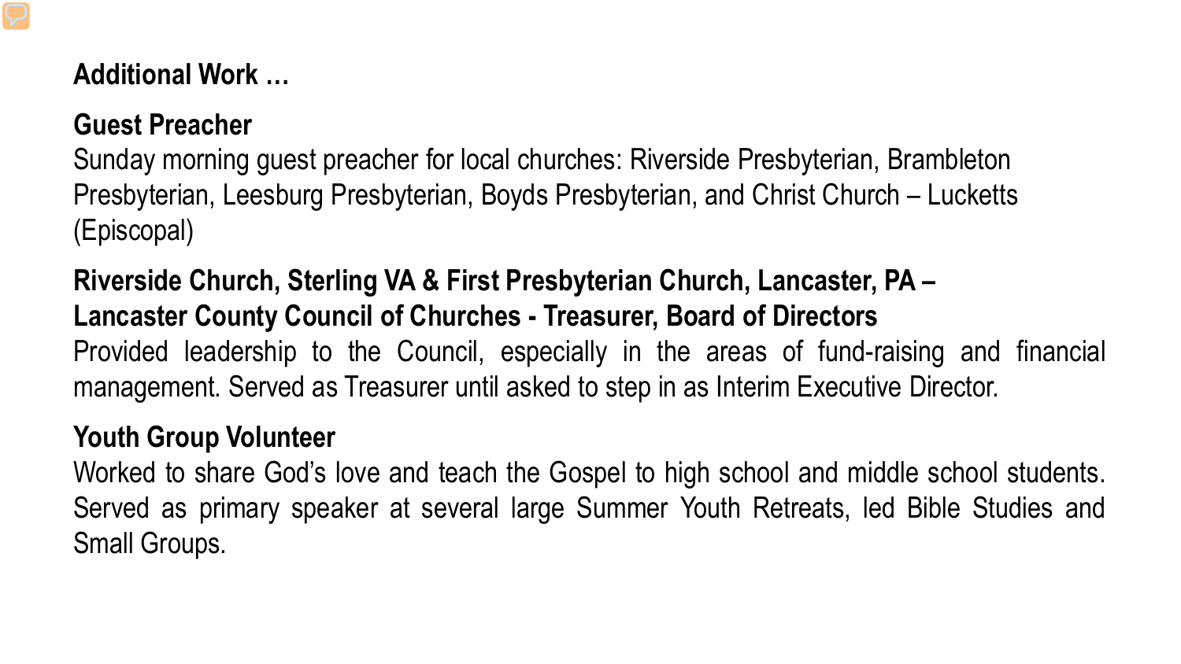**Additional Work …**

**Guest Preacher**

Sunday morning guest preacher for local churches: Riverside Presbyterian, Brambleton Presbyterian, Leesburg Presbyterian, Boyds Presbyterian, and Christ Church – Lucketts (Episcopal)

**Riverside Church, Sterling VA & First Presbyterian Church, Lancaster, PA – Lancaster County Council of Churches - Treasurer, Board of Directors**

Provided leadership to the Council, especially in the areas of fund-raising and financial management. Served as Treasurer until asked to step in as Interim Executive Director.

**Youth Group Volunteer**

Worked to share God's love and teach the Gospel to high school and middle school students. Served as primary speaker at several large Summer Youth Retreats, led Bible Studies and Small Groups.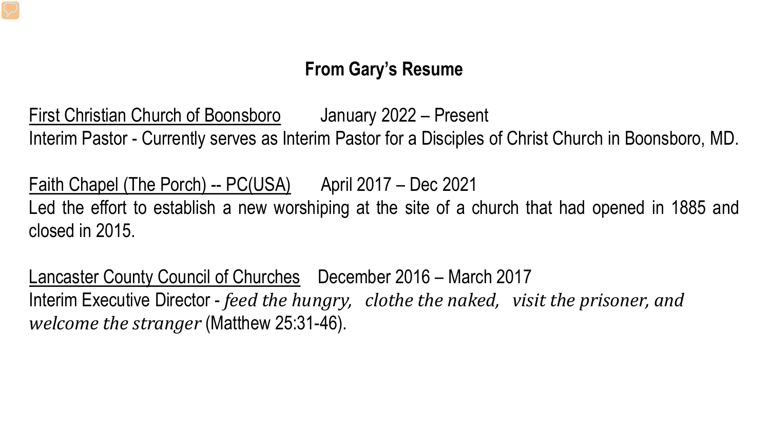## From Gary's Resume

First Christian Church of Boonsboro January 2022 – Present
Interim Pastor - Currently serves as Interim Pastor for a Disciples of Christ Church in Boonsboro, MD.

Faith Chapel (The Porch) -- PC(USA) April 2017 – Dec 2021
Led the effort to establish a new worshiping at the site of a church that had opened in 1885 and closed in 2015.

Lancaster County Council of Churches December 2016 – March 2017
Interim Executive Director - *feed the hungry, clothe the naked, visit the prisoner, and welcome the stranger* (Matthew 25:31-46).